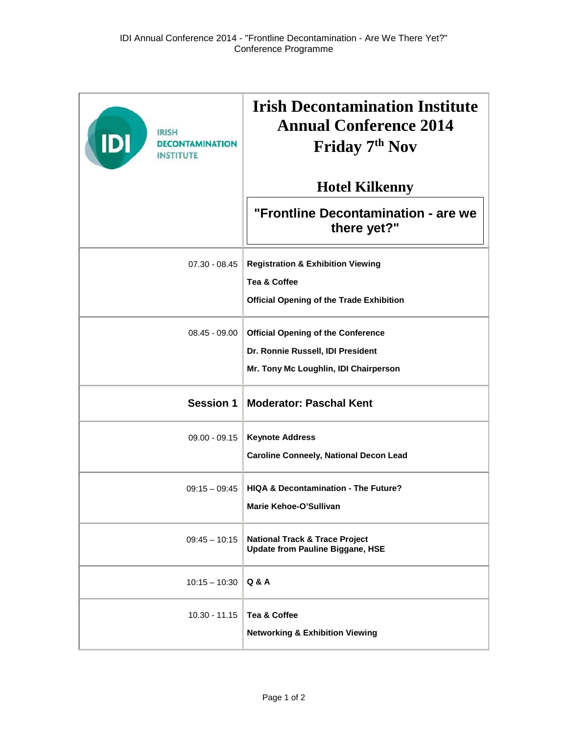IDI Annual Conference 2014 - "Frontline Decontamination - Are We There Yet?"
Conference Programme

| IRISH DECONTAMINATION INSTITUTE | **Irish Decontamination Institute Annual Conference 2014 Friday 7th Nov**<br><br>**Hotel Kilkenny**<br><br>**"Frontline Decontamination - are we there yet?"** |
|---|---|
| 07.30 - 08.45 | **Registration & Exhibition Viewing**<br>**Tea & Coffee**<br>**Official Opening of the Trade Exhibition** |
| 08.45 - 09.00 | **Official Opening of the Conference**<br>**Dr. Ronnie Russell, IDI President**<br>**Mr. Tony Mc Loughlin, IDI Chairperson** |
| **Session 1** | **Moderator: Paschal Kent** |
| 09.00 - 09.15 | **Keynote Address**<br>**Caroline Conneely, National Decon Lead** |
| 09:15 – 09:45 | **HIQA & Decontamination - The Future?**<br>**Marie Kehoe-O'Sullivan** |
| 09:45 – 10:15 | **National Track & Trace Project**<br>**Update from Pauline Biggane, HSE** |
| 10:15 – 10:30 | **Q & A** |
| 10.30 - 11.15 | **Tea & Coffee**<br>**Networking & Exhibition Viewing** |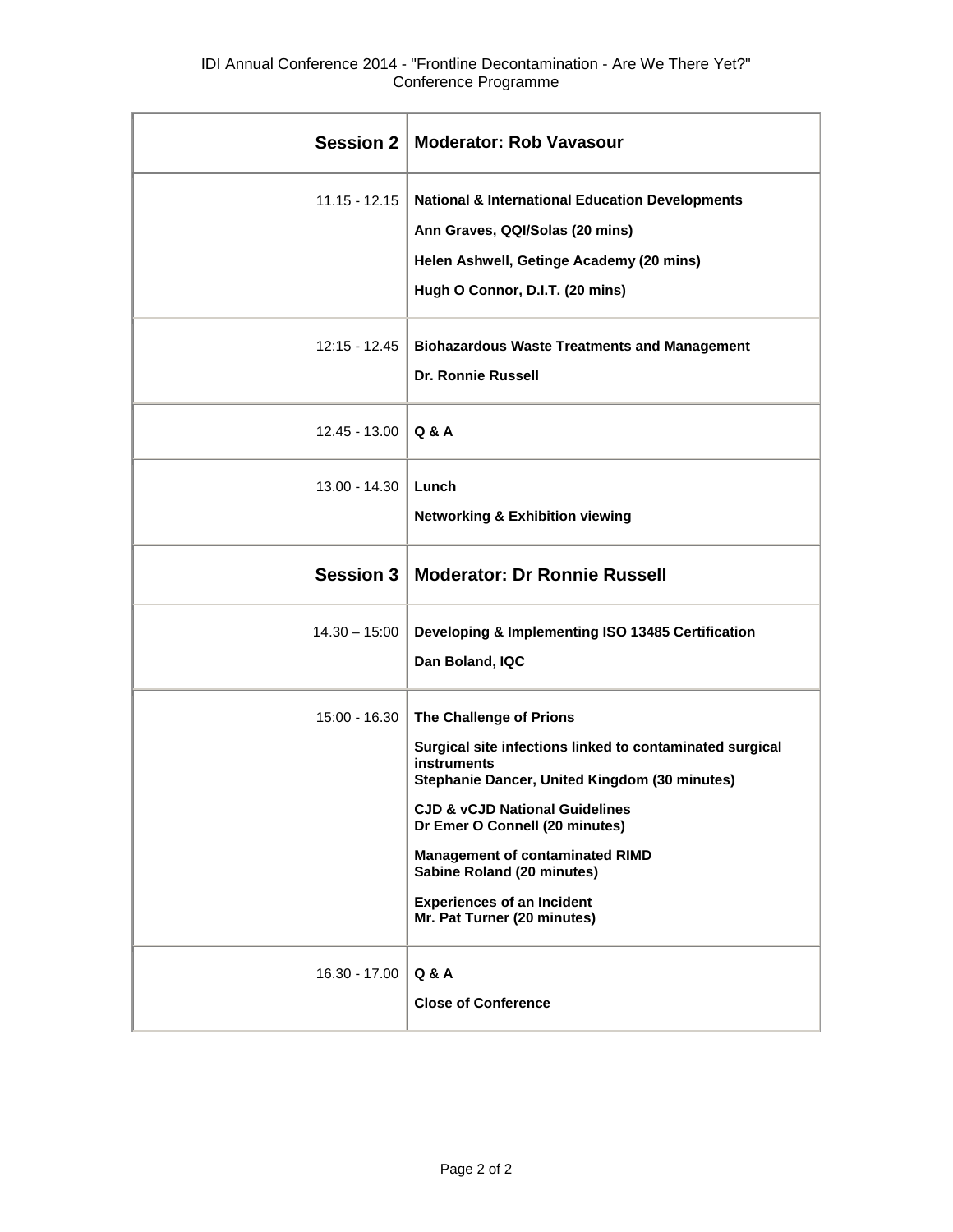| | |
|---|---|
| **Session 2** | **Moderator: Rob Vavasour** |
| 11.15 - 12.15 | **National & International Education Developments**<br>**Ann Graves, QQI/Solas (20 mins)**<br>**Helen Ashwell, Getinge Academy (20 mins)**<br>**Hugh O Connor, D.I.T. (20 mins)** |
| 12:15 - 12.45 | **Biohazardous Waste Treatments and Management**<br>**Dr. Ronnie Russell** |
| 12.45 - 13.00 | **Q & A** |
| 13.00 - 14.30 | **Lunch**<br>**Networking & Exhibition viewing** |
| **Session 3** | **Moderator: Dr Ronnie Russell** |
| 14.30 – 15:00 | **Developing & Implementing ISO 13485 Certification**<br>**Dan Boland, IQC** |
| 15:00 - 16.30 | **The Challenge of Prions**<br>**Surgical site infections linked to contaminated surgical instruments**<br>**Stephanie Dancer, United Kingdom (30 minutes)**<br>**CJD & vCJD National Guidelines**<br>**Dr Emer O Connell (20 minutes)**<br>**Management of contaminated RIMD**<br>**Sabine Roland (20 minutes)**<br>**Experiences of an Incident**<br>**Mr. Pat Turner (20 minutes)** |
| 16.30 - 17.00 | **Q & A**<br>**Close of Conference** |